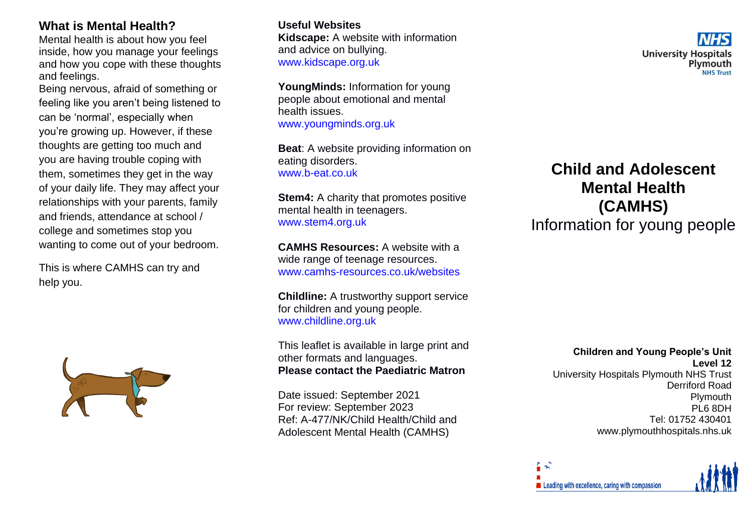## What is Mental Health?

Mental health is about how you feel inside, how you manage your feelings and how you cope with these thoughts and feelings.

Being nervous, afraid of something or feeling like you aren't being listened to can be 'normal', especially when you're growing up. However, if these thoughts are getting too much and you are having trouble coping with them, sometimes they get in the way of your daily life. They may affect your relationships with your parents, family and friends, attendance at school / college and sometimes stop you wanting to come out of your bedroom.

This is where CAMHS can try and help you.

**Useful Websites**

**Kidscape:** A website with information and advice on bullying.
www.kidscape.org.uk

**YoungMinds:** Information for young people about emotional and mental health issues.
www.youngminds.org.uk

**Beat**: A website providing information on eating disorders.
www.b-eat.co.uk

**Stem4:** A charity that promotes positive mental health in teenagers.
www.stem4.org.uk

**CAMHS Resources:** A website with a wide range of teenage resources.
www.camhs-resources.co.uk/websites

**Childline:** A trustworthy support service for children and young people.
www.childline.org.uk

This leaflet is available in large print and other formats and languages.
**Please contact the Paediatric Matron**

Date issued: September 2021
For review: September 2023
Ref: A-477/NK/Child Health/Child and Adolescent Mental Health (CAMHS)

NHS
University Hospitals Plymouth
NHS Trust

# Child and Adolescent Mental Health (CAMHS)

Information for young people

**Children and Young People's Unit**
**Level 12**
University Hospitals Plymouth NHS Trust
Derriford Road
Plymouth
PL6 8DH
Tel: 01752 430401
www.plymouthhospitals.nhs.uk

Leading with excellence, caring with compassion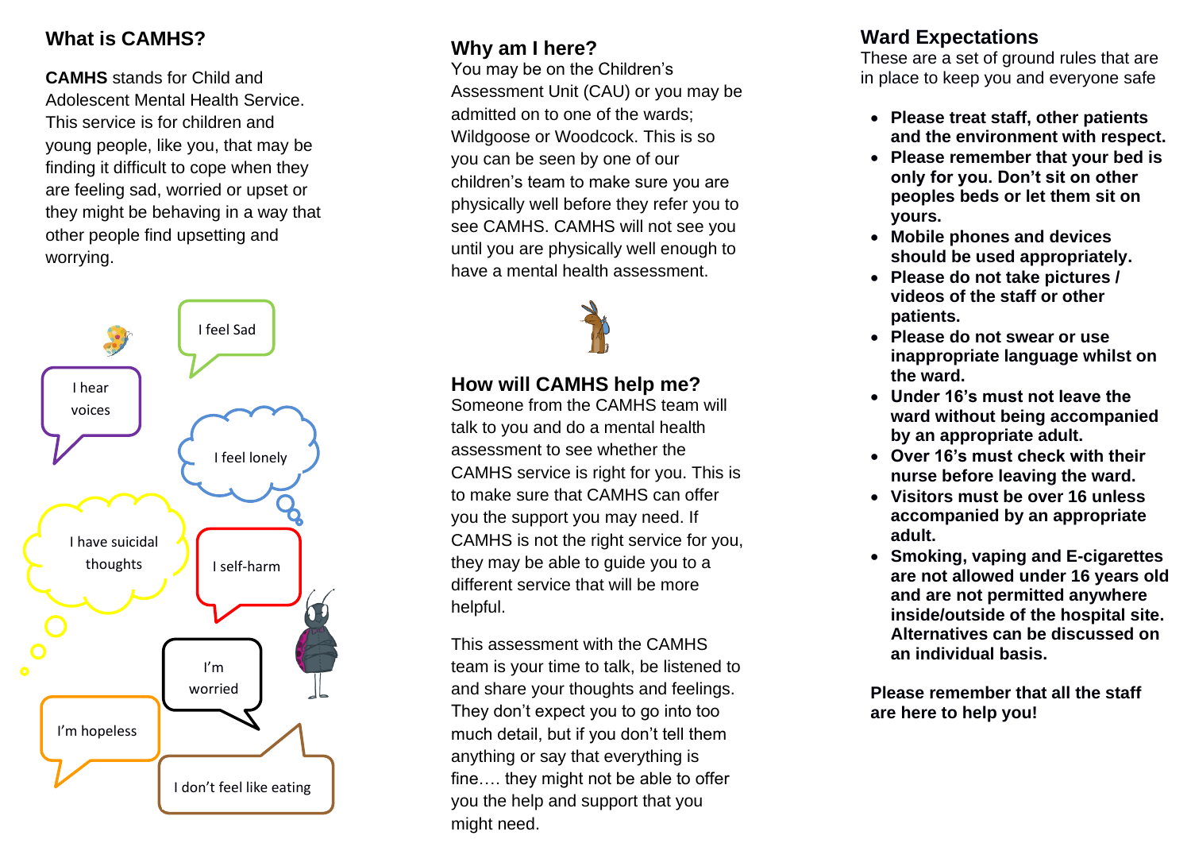## What is CAMHS?

**CAMHS** stands for Child and Adolescent Mental Health Service. This service is for children and young people, like you, that may be finding it difficult to cope when they are feeling sad, worried or upset or they might be behaving in a way that other people find upsetting and worrying.

I feel Sad

I hear voices

I feel lonely

I have suicidal thoughts

I self-harm

I'm worried

I'm hopeless

I don't feel like eating

## Why am I here?

You may be on the Children's Assessment Unit (CAU) or you may be admitted on to one of the wards; Wildgoose or Woodcock. This is so you can be seen by one of our children's team to make sure you are physically well before they refer you to see CAMHS. CAMHS will not see you until you are physically well enough to have a mental health assessment.

## How will CAMHS help me?

Someone from the CAMHS team will talk to you and do a mental health assessment to see whether the CAMHS service is right for you. This is to make sure that CAMHS can offer you the support you may need. If CAMHS is not the right service for you, they may be able to guide you to a different service that will be more helpful.

This assessment with the CAMHS team is your time to talk, be listened to and share your thoughts and feelings. They don't expect you to go into too much detail, but if you don't tell them anything or say that everything is fine…. they might not be able to offer you the help and support that you might need.

## Ward Expectations

These are a set of ground rules that are in place to keep you and everyone safe

- **Please treat staff, other patients and the environment with respect.**
- **Please remember that your bed is only for you. Don't sit on other peoples beds or let them sit on yours.**
- **Mobile phones and devices should be used appropriately.**
- **Please do not take pictures / videos of the staff or other patients.**
- **Please do not swear or use inappropriate language whilst on the ward.**
- **Under 16's must not leave the ward without being accompanied by an appropriate adult.**
- **Over 16's must check with their nurse before leaving the ward.**
- **Visitors must be over 16 unless accompanied by an appropriate adult.**
- **Smoking, vaping and E-cigarettes are not allowed under 16 years old and are not permitted anywhere inside/outside of the hospital site. Alternatives can be discussed on an individual basis.**

**Please remember that all the staff are here to help you!**